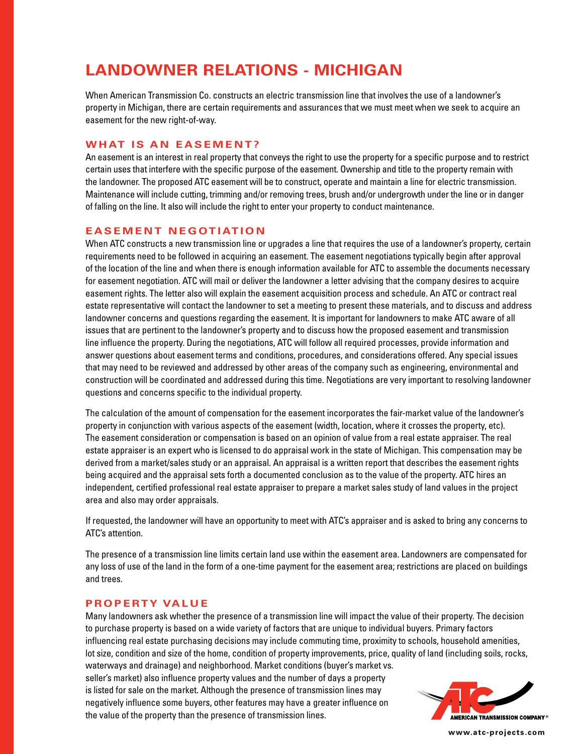# LANDOWNER RELATIONS - MICHIGAN

When American Transmission Co. constructs an electric transmission line that involves the use of a landowner's property in Michigan, there are certain requirements and assurances that we must meet when we seek to acquire an easement for the new right-of-way.

## WHAT IS AN EASEMENT?

An easement is an interest in real property that conveys the right to use the property for a specific purpose and to restrict certain uses that interfere with the specific purpose of the easement. Ownership and title to the property remain with the landowner. The proposed ATC easement will be to construct, operate and maintain a line for electric transmission. Maintenance will include cutting, trimming and/or removing trees, brush and/or undergrowth under the line or in danger of falling on the line. It also will include the right to enter your property to conduct maintenance.

## EASEMENT NEGOTIATION

When ATC constructs a new transmission line or upgrades a line that requires the use of a landowner's property, certain requirements need to be followed in acquiring an easement. The easement negotiations typically begin after approval of the location of the line and when there is enough information available for ATC to assemble the documents necessary for easement negotiation. ATC will mail or deliver the landowner a letter advising that the company desires to acquire easement rights. The letter also will explain the easement acquisition process and schedule. An ATC or contract real estate representative will contact the landowner to set a meeting to present these materials, and to discuss and address landowner concerns and questions regarding the easement. It is important for landowners to make ATC aware of all issues that are pertinent to the landowner's property and to discuss how the proposed easement and transmission line influence the property. During the negotiations, ATC will follow all required processes, provide information and answer questions about easement terms and conditions, procedures, and considerations offered. Any special issues that may need to be reviewed and addressed by other areas of the company such as engineering, environmental and construction will be coordinated and addressed during this time. Negotiations are very important to resolving landowner questions and concerns specific to the individual property.

The calculation of the amount of compensation for the easement incorporates the fair-market value of the landowner's property in conjunction with various aspects of the easement (width, location, where it crosses the property, etc). The easement consideration or compensation is based on an opinion of value from a real estate appraiser. The real estate appraiser is an expert who is licensed to do appraisal work in the state of Michigan. This compensation may be derived from a market/sales study or an appraisal. An appraisal is a written report that describes the easement rights being acquired and the appraisal sets forth a documented conclusion as to the value of the property. ATC hires an independent, certified professional real estate appraiser to prepare a market sales study of land values in the project area and also may order appraisals.

If requested, the landowner will have an opportunity to meet with ATC's appraiser and is asked to bring any concerns to ATC's attention.

The presence of a transmission line limits certain land use within the easement area. Landowners are compensated for any loss of use of the land in the form of a one-time payment for the easement area; restrictions are placed on buildings and trees.

## PROPERTY VALUE

Many landowners ask whether the presence of a transmission line will impact the value of their property. The decision to purchase property is based on a wide variety of factors that are unique to individual buyers. Primary factors influencing real estate purchasing decisions may include commuting time, proximity to schools, household amenities, lot size, condition and size of the home, condition of property improvements, price, quality of land (including soils, rocks, waterways and drainage) and neighborhood. Market conditions (buyer's market vs. seller's market) also influence property values and the number of days a property is listed for sale on the market. Although the presence of transmission lines may negatively influence some buyers, other features may have a greater influence on the value of the property than the presence of transmission lines.

AMERICAN TRANSMISSION COMPANY®

www.atc-projects.com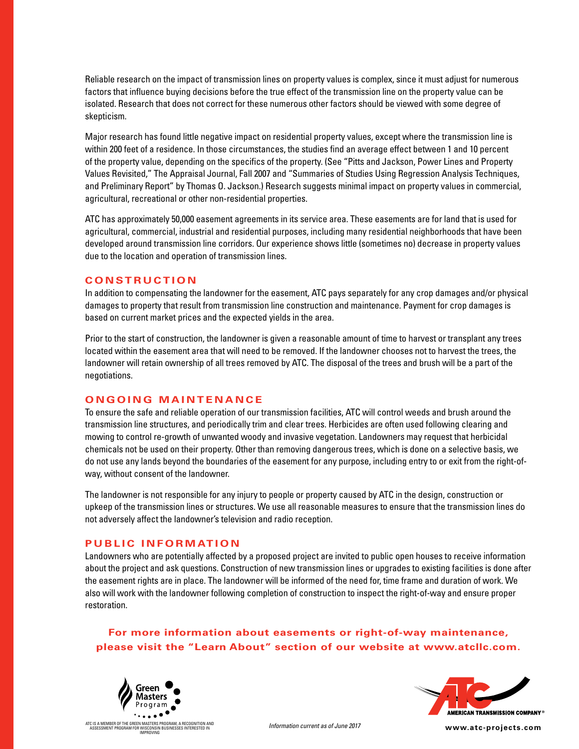Reliable research on the impact of transmission lines on property values is complex, since it must adjust for numerous factors that influence buying decisions before the true effect of the transmission line on the property value can be isolated. Research that does not correct for these numerous other factors should be viewed with some degree of skepticism.

Major research has found little negative impact on residential property values, except where the transmission line is within 200 feet of a residence. In those circumstances, the studies find an average effect between 1 and 10 percent of the property value, depending on the specifics of the property. (See "Pitts and Jackson, Power Lines and Property Values Revisited," The Appraisal Journal, Fall 2007 and "Summaries of Studies Using Regression Analysis Techniques, and Preliminary Report" by Thomas O. Jackson.) Research suggests minimal impact on property values in commercial, agricultural, recreational or other non-residential properties.

ATC has approximately 50,000 easement agreements in its service area. These easements are for land that is used for agricultural, commercial, industrial and residential purposes, including many residential neighborhoods that have been developed around transmission line corridors. Our experience shows little (sometimes no) decrease in property values due to the location and operation of transmission lines.

## CONSTRUCTION

In addition to compensating the landowner for the easement, ATC pays separately for any crop damages and/or physical damages to property that result from transmission line construction and maintenance. Payment for crop damages is based on current market prices and the expected yields in the area.

Prior to the start of construction, the landowner is given a reasonable amount of time to harvest or transplant any trees located within the easement area that will need to be removed. If the landowner chooses not to harvest the trees, the landowner will retain ownership of all trees removed by ATC. The disposal of the trees and brush will be a part of the negotiations.

## ONGOING MAINTENANCE

To ensure the safe and reliable operation of our transmission facilities, ATC will control weeds and brush around the transmission line structures, and periodically trim and clear trees. Herbicides are often used following clearing and mowing to control re-growth of unwanted woody and invasive vegetation. Landowners may request that herbicidal chemicals not be used on their property. Other than removing dangerous trees, which is done on a selective basis, we do not use any lands beyond the boundaries of the easement for any purpose, including entry to or exit from the right-of-way, without consent of the landowner.

The landowner is not responsible for any injury to people or property caused by ATC in the design, construction or upkeep of the transmission lines or structures. We use all reasonable measures to ensure that the transmission lines do not adversely affect the landowner's television and radio reception.

## PUBLIC INFORMATION

Landowners who are potentially affected by a proposed project are invited to public open houses to receive information about the project and ask questions. Construction of new transmission lines or upgrades to existing facilities is done after the easement rights are in place. The landowner will be informed of the need for, time frame and duration of work. We also will work with the landowner following completion of construction to inspect the right-of-way and ensure proper restoration.

**For more information about easements or right-of-way maintenance, please visit the "Learn About" section of our website at www.atcllc.com.**

Green Masters Program

ATC IS A MEMBER OF THE GREEN MASTERS PROGRAM, A RECOGNITION AND ASSESSMENT PROGRAM FOR WISCONSIN BUSINESSES INTERESTED IN IMPROVING

*Information current as of June 2017*

AMERICAN TRANSMISSION COMPANY®

www.atc-projects.com